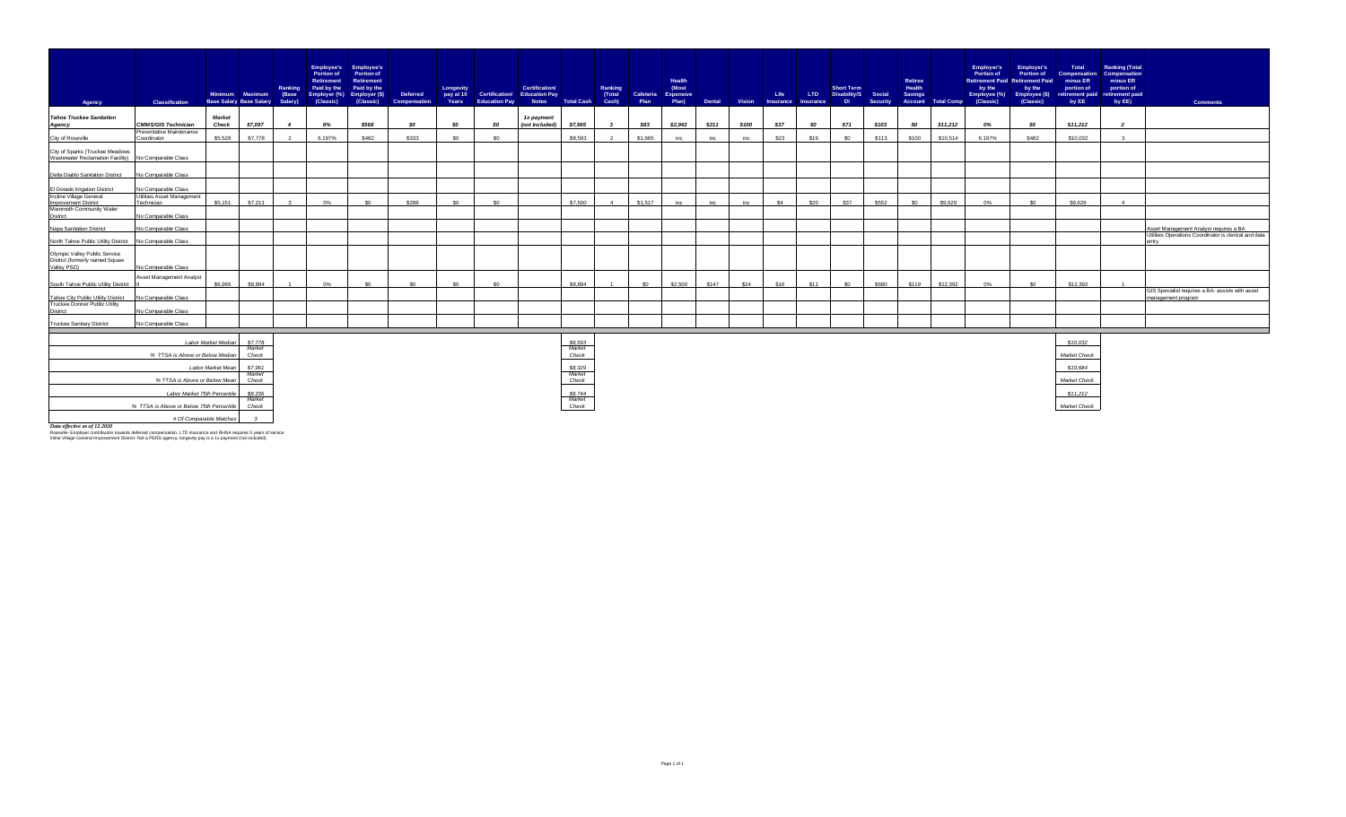| Agency | Classification | Minimum Base Salary | Maximum Base Salary | Ranking (Base Salary) | Employee's Portion of Retirement Paid by the Employer (%) (Classic) | Employee's Portion of Retirement Paid by the Employer ($) (Classic) | Deferred Compensation | Longevity pay at 10 Years | Certification/ Education Pay | Certification/ Education Pay Notes | Total Cash | Ranking (Total Cash) | Cafeteria Plan | Health (Most Expensive Plan) | Dental | Vision | Life Insurance | LTD Insurance | Short Term Disability/S DI | Social Security | Retiree Health Savings Account | Total Comp | Employer's Portion of Retirement Paid by the Employee (%) (Classic) | Employer's Portion of Retirement Paid by the Employee ($) (Classic) | Total Compensation minus ER portion of retirement paid by EE | Ranking (Total Compensation minus ER portion of retirement paid by EE) | Comments |
|---|---|---|---|---|---|---|---|---|---|---|---|---|---|---|---|---|---|---|---|---|---|---|---|---|---|---|---|
| ***Tahoe Truckee Sanitation Agency*** | ***CMMS/GIS Technician*** | ***Market Check*** | ***$7,097*** | ***4*** | ***8%*** | ***$568*** | ***$0*** | ***$0*** | ***$0*** | ***1x payment (not included)*** | ***$7,665*** | ***3*** | ***$83*** | ***$2,942*** | ***$211*** | ***$100*** | ***$37*** | ***$0*** | ***$71*** | ***$103*** | ***$0*** | ***$11,212*** | ***0%*** | ***$0*** | ***$11,212*** | ***2*** | |
| City of Roseville | Preventative Maintenance Coordinator | $5,528 | $7,778 | 2 | 6.197% | $482 | $333 | $0 | $0 | | $8,593 | 2 | $1,665 | inc | inc | inc | $23 | $19 | $0 | $113 | $100 | $10,514 | 6.197% | $482 | $10,032 | 3 | |
| City of Sparks (Truckee Meadows Wastewater Reclamation Facility) | No Comparable Class | | | | | | | | | | | | | | | | | | | | | | | | | | |
| Delta Diablo Sanitation District | No Comparable Class | | | | | | | | | | | | | | | | | | | | | | | | | | |
| El Dorado Irrigation District | No Comparable Class | | | | | | | | | | | | | | | | | | | | | | | | | | |
| Incline Village General Improvement District | Utilities Asset Management Technician | $5,151 | $7,211 | 3 | 0% | $0 | $288 | $0 | $0 | | $7,500 | 4 | $1,517 | inc | inc | inc | $4 | $20 | $37 | $552 | $0 | $9,629 | 0% | $0 | $9,629 | 4 | |
| Mammoth Community Water District | No Comparable Class | | | | | | | | | | | | | | | | | | | | | | | | | | |
| Napa Sanitation District | No Comparable Class | | | | | | | | | | | | | | | | | | | | | | | | | | Asset Management Analyst requires a BA |
| North Tahoe Public Utility District | No Comparable Class | | | | | | | | | | | | | | | | | | | | | | | | | | Utilities Operations Coordinator is clerical and data entry |
| Olympic Valley Public Service District (formerly named Squaw Valley PSD) | No Comparable Class | | | | | | | | | | | | | | | | | | | | | | | | | | |
| South Tahoe Public Utility District | Asset Management Analyst II | $6,969 | $8,894 | 1 | 0% | $0 | $0 | $0 | $0 | | $8,894 | 1 | $0 | $2,500 | $147 | $24 | $16 | $11 | $0 | $680 | $119 | $12,392 | 0% | $0 | $12,392 | 1 | |
| Tahoe City Public Utility District | No Comparable Class | | | | | | | | | | | | | | | | | | | | | | | | | | GIS Specialist requires a BA- assists with asset management program |
| Truckee Donner Public Utility District | No Comparable Class | | | | | | | | | | | | | | | | | | | | | | | | | | |
| Truckee Sanitary District | No Comparable Class | | | | | | | | | | | | | | | | | | | | | | | | | | |

| | Maximum Base Salary | Total Cash | Total Compensation minus ER portion of retirement paid by EE |
|---|---|---|---|
| *Labor Market Median* | *$7,778* | *$8,593* | *$10,032* |
| *% TTSA is Above or Below Median* | *Market Check* | *Market Check* | *Market Check* |
| *Labor Market Mean* | *$7,961* | *$8,329* | *$10,684* |
| *% TTSA is Above or Below Mean* | *Market Check* | *Market Check* | *Market Check* |
| *Labor Market 75th Percentile* | *$8,336* | *$8,744* | *$11,212* |
| *% TTSA is Above or Below 75th Percentile* | *Market Check* | *Market Check* | *Market Check* |
| *# Of Comparable Matches* | *3* | | |

***Data effective as of 12.2020***

Roseville- Employer contribution towards deferred compensation, LTD insurance and RHSA requires 5 years of service

Inline Village General Improvement District- Not a PERS agency; longevity pay is a 1x payment (not included)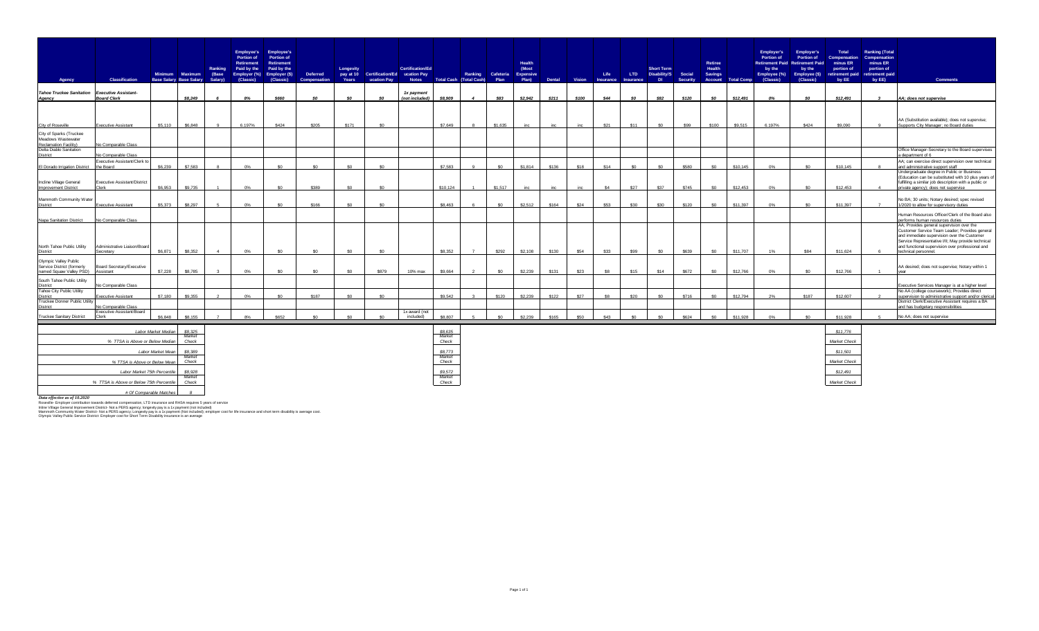| Agency | Classification | Minimum Base Salary | Maximum Base Salary | Ranking (Base Salary) | Employee's Portion of Retirement Paid by the Employer (%) (Classic) | Employee's Portion of Retirement Paid by the Employer ($) (Classic) | Deferred Compensation | Longevity pay at 10 Years | Certification/Education Pay | Certification/Education Pay Notes | Total Cash | Ranking (Total Cash) | Cafeteria Plan | Health (Most Expensive Plan) | Dental | Vision | Life Insurance | LTD Insurance | Short Term Disability/SDI | Social Security | Retiree Health Savings Account | Total Comp | Employer's Portion of Retirement Paid by the Employee (%) (Classic) | Employer's Portion of Retirement Paid by the Employee ($) (Classic) | Total Compensation minus ER portion of retirement paid by EE | Ranking (Total Compensation minus ER portion of retirement paid by EE) | Comments |
|---|---|---|---|---|---|---|---|---|---|---|---|---|---|---|---|---|---|---|---|---|---|---|---|---|---|---|---|
| ***Tahoe Truckee Sanitation Agency*** | ***Executive Assistant-Board Clerk*** | | ***$8,249*** | ***6*** | ***8%*** | ***$660*** | ***$0*** | ***$0*** | ***$0*** | ***1x payment (not included)*** | ***$8,909*** | ***4*** | ***$83*** | ***$2,942*** | ***$211*** | ***$100*** | ***$44*** | ***$0*** | ***$82*** | ***$120*** | ***$0*** | ***$12,491*** | ***0%*** | ***$0*** | ***$12,491*** | ***3*** | ***AA; does not supervise*** |
| City of Roseville | Executive Assistant | $5,110 | $6,848 | 9 | 6.197% | $424 | $205 | $171 | $0 | | $7,649 | 8 | $1,635 | inc | inc | inc | $21 | $11 | $0 | $99 | $100 | $9,515 | 6.197% | $424 | $9,090 | 9 | AA (Substitution available); does not supervise; Supports City Manager; no Board duties |
| City of Sparks (Truckee Meadows Wastewater Reclamation Facility) | No Comparable Class | | | | | | | | | | | | | | | | | | | | | | | | | | |
| Delta Diablo Sanitation District | No Comparable Class | | | | | | | | | | | | | | | | | | | | | | | | | | Office Manager-Secretary to the Board supervises a department of 6 |
| El Dorado Irrigation District | Executive Assistant/Clerk to the Board | $6,239 | $7,583 | 8 | 0% | $0 | $0 | $0 | $0 | | $7,583 | 9 | $0 | $1,814 | $136 | $18 | $14 | $0 | $0 | $580 | $0 | $10,145 | 0% | $0 | $10,145 | 8 | AA; can exercise direct supervision over technical and administrative support staff |
| Incline Village General Improvement District | Executive Assistant/District Clerk | $6,953 | $9,735 | 1 | 0% | $0 | $389 | $0 | $0 | | $10,124 | 1 | $1,517 | inc | inc | inc | $4 | $27 | $37 | $745 | $0 | $12,453 | 0% | $0 | $12,453 | 4 | Undergraduate degree in Public or Business (Education can be substituted with 10 plus years of fulfilling a similar job description with a public or private agency); does not supervise |
| Mammoth Community Water District | Executive Assistant | $5,373 | $8,297 | 5 | 0% | $0 | $166 | $0 | $0 | | $8,463 | 6 | $0 | $2,512 | $164 | $24 | $53 | $30 | $30 | $120 | $0 | $11,397 | 0% | $0 | $11,397 | 7 | No BA; 30 units; Notary desired; spec revised 1/2020 to allow for supervisory duties |
| Napa Sanitation District | No Comparable Class | | | | | | | | | | | | | | | | | | | | | | | | | | Human Resources Officer/Clerk of the Board also performs human resources duties |
| North Tahoe Public Utility District | Administrative Liaison/Board Secretary | $6,871 | $8,352 | 4 | 0% | $0 | $0 | $0 | $0 | | $8,352 | 7 | $292 | $2,108 | $130 | $54 | $33 | $99 | $0 | $639 | $0 | $11,707 | 1% | $84 | $11,624 | 6 | AA; Provides general supervision over the Customer Service Team Leader; Provides general and immediate supervision over the Customer Service Representative I/II; May provide technical and functional supervision over professional and technical personnel. |
| Olympic Valley Public Service District (formerly named Squaw Valley PSD) | Board Secretary/Executive Assistant | $7,228 | $8,785 | 3 | 0% | $0 | $0 | $0 | $879 | 10% max | $9,664 | 2 | $0 | $2,239 | $131 | $23 | $8 | $15 | $14 | $672 | $0 | $12,766 | 0% | $0 | $12,766 | 1 | AA desired; does not supervise; Notary within 1 year |
| South Tahoe Public Utility District | No Comparable Class | | | | | | | | | | | | | | | | | | | | | | | | | | Executive Services Manager is at a higher level |
| Tahoe City Public Utility District | Executive Assistant | $7,180 | $9,355 | 2 | 0% | $0 | $187 | $0 | $0 | | $9,542 | 3 | $120 | $2,239 | $122 | $27 | $8 | $20 | $0 | $716 | $0 | $12,794 | 2% | $187 | $12,607 | 2 | No AA (college coursework); Provides direct supervision to administrative support and/or clerical |
| Truckee Donner Public Utility District | No Comparable Class | | | | | | | | | | | | | | | | | | | | | | | | | | District Clerk/Executive Assistant requires a BA and has budgetary responsibilities |
| Truckee Sanitary District | Executive Assistant/Board Clerk | $6,848 | $8,155 | 7 | 8% | $652 | $0 | $0 | $0 | 1x award (not included) | $8,807 | 5 | $0 | $2,239 | $165 | $50 | $43 | $0 | $0 | $624 | $0 | $11,928 | 0% | $0 | $11,928 | 5 | No AA; does not supervise |

| | Base Salary | Total Cash | Total Compensation minus ER portion |
|---|---|---|---|
| *Labor Market Median* | *$8,325* | *$8,635* | *$11,776* |
| *% TTSA is Above or Below Median* | *Market Check* | *Market Check* | *Market Check* |
| *Labor Market Mean* | *$8,389* | *$8,773* | *$11,501* |
| *% TTSA is Above or Below Mean* | *Market Check* | *Market Check* | *Market Check* |
| *Labor Market 75th Percentile* | *$8,928* | *$9,572* | *$12,491* |
| *% TTSA is Above or Below 75th Percentile* | *Market Check* | *Market Check* | *Market Check* |
| *# Of Comparable Matches* | *8* | | |

***Data effective as of 10.2020***

Roseville- Employer contribution towards deferred compensation, LTD insurance and RHSA requires 5 years of service

Inline Village General Improvement District- Not a PERS agency; longevity pay is a 1x payment (not included)

Mammoth Community Water District- Not a PERS agency; Longevity pay is a 1x payment (Not included); employer cost for life insurance and short term disability is average cost.

Olympic Valley Public Service District- Employer cost for Short Term Disability insurance is an average